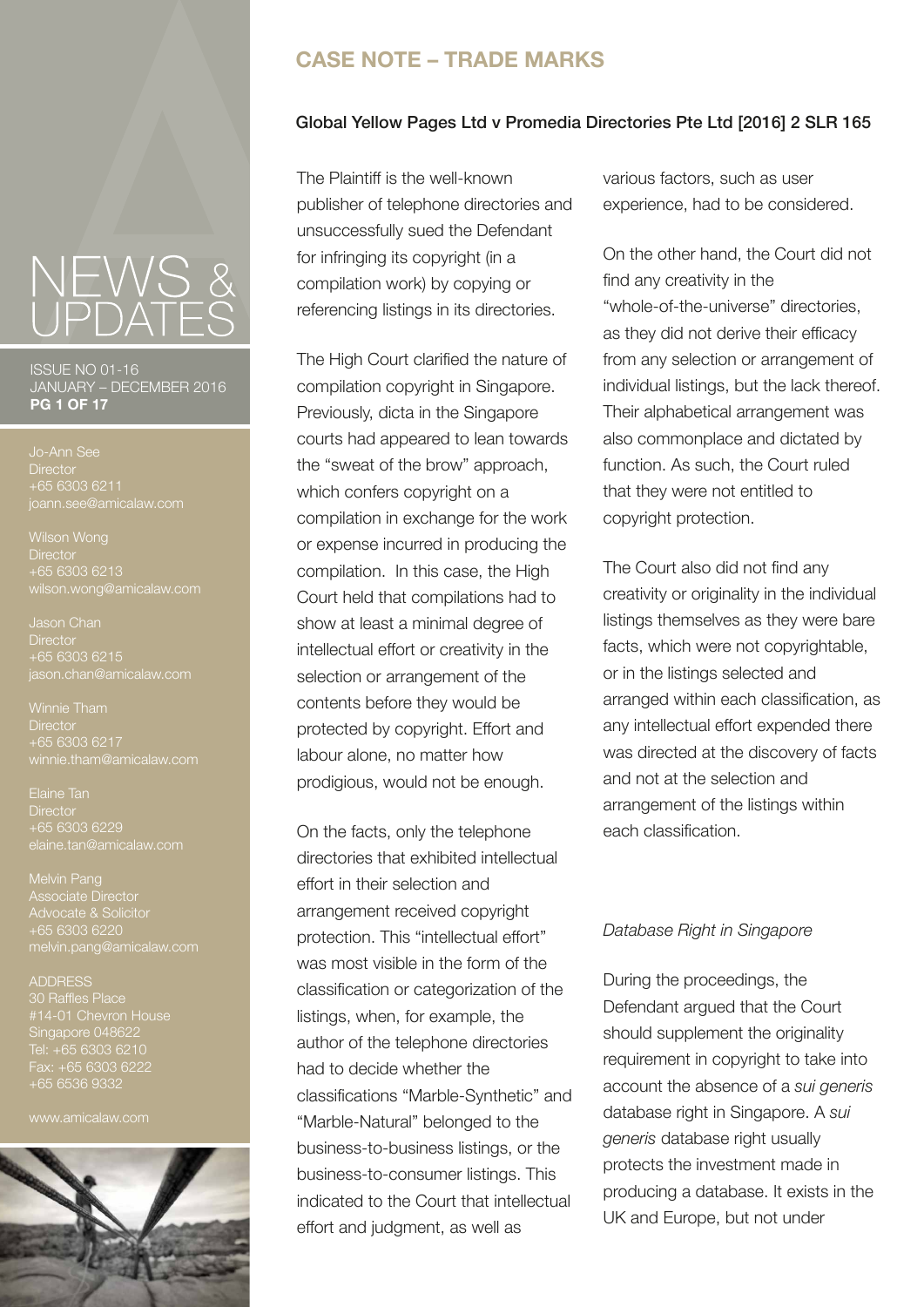# NEWS & UPDATES

ISSUE NO 01-16
JANUARY – DECEMBER 2016

Jo-Ann See
Director
+65 6303 6211
joann.see@amicalaw.com

Wilson Wong
Director
+65 6303 6213
wilson.wong@amicalaw.com

Jason Chan
Director
+65 6303 6215
jason.chan@amicalaw.com

Winnie Tham
Director
+65 6303 6217
winnie.tham@amicalaw.com

Elaine Tan
Director
+65 6303 6229
elaine.tan@amicalaw.com

Melvin Pang
Associate Director
Advocate & Solicitor
+65 6303 6220
melvin.pang@amicalaw.com

ADDRESS
30 Raffles Place
#14-01 Chevron House
Singapore 048622
Tel: +65 6303 6210
Fax: +65 6303 6222
+65 6536 9332

www.amicalaw.com

## CASE NOTE – TRADE MARKS

### Global Yellow Pages Ltd v Promedia Directories Pte Ltd [2016] 2 SLR 165

The Plaintiff is the well-known publisher of telephone directories and unsuccessfully sued the Defendant for infringing its copyright (in a compilation work) by copying or referencing listings in its directories.

The High Court clarified the nature of compilation copyright in Singapore. Previously, dicta in the Singapore courts had appeared to lean towards the "sweat of the brow" approach, which confers copyright on a compilation in exchange for the work or expense incurred in producing the compilation. In this case, the High Court held that compilations had to show at least a minimal degree of intellectual effort or creativity in the selection or arrangement of the contents before they would be protected by copyright. Effort and labour alone, no matter how prodigious, would not be enough.

On the facts, only the telephone directories that exhibited intellectual effort in their selection and arrangement received copyright protection. This "intellectual effort" was most visible in the form of the classification or categorization of the listings, when, for example, the author of the telephone directories had to decide whether the classifications "Marble-Synthetic" and "Marble-Natural" belonged to the business-to-business listings, or the business-to-consumer listings. This indicated to the Court that intellectual effort and judgment, as well as various factors, such as user experience, had to be considered.

On the other hand, the Court did not find any creativity in the "whole-of-the-universe" directories, as they did not derive their efficacy from any selection or arrangement of individual listings, but the lack thereof. Their alphabetical arrangement was also commonplace and dictated by function. As such, the Court ruled that they were not entitled to copyright protection.

The Court also did not find any creativity or originality in the individual listings themselves as they were bare facts, which were not copyrightable, or in the listings selected and arranged within each classification, as any intellectual effort expended there was directed at the discovery of facts and not at the selection and arrangement of the listings within each classification.

*Database Right in Singapore*

During the proceedings, the Defendant argued that the Court should supplement the originality requirement in copyright to take into account the absence of a *sui generis* database right in Singapore. A *sui generis* database right usually protects the investment made in producing a database. It exists in the UK and Europe, but not under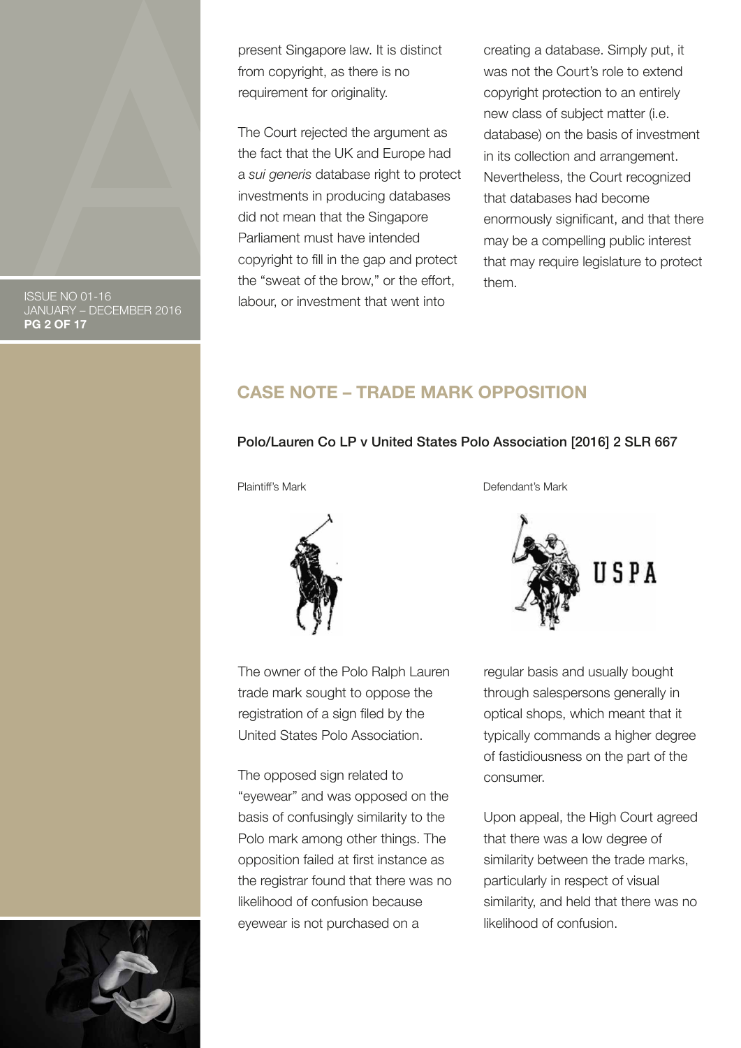present Singapore law. It is distinct from copyright, as there is no requirement for originality.

The Court rejected the argument as the fact that the UK and Europe had a *sui generis* database right to protect investments in producing databases did not mean that the Singapore Parliament must have intended copyright to fill in the gap and protect the "sweat of the brow," or the effort, labour, or investment that went into creating a database. Simply put, it was not the Court's role to extend copyright protection to an entirely new class of subject matter (i.e. database) on the basis of investment in its collection and arrangement. Nevertheless, the Court recognized that databases had become enormously significant, and that there may be a compelling public interest that may require legislature to protect them.

## CASE NOTE – TRADE MARK OPPOSITION

**Polo/Lauren Co LP v United States Polo Association [2016] 2 SLR 667**

Plaintiff's Mark

Defendant's Mark

USPA

The owner of the Polo Ralph Lauren trade mark sought to oppose the registration of a sign filed by the United States Polo Association.

The opposed sign related to "eyewear" and was opposed on the basis of confusingly similarity to the Polo mark among other things. The opposition failed at first instance as the registrar found that there was no likelihood of confusion because eyewear is not purchased on a regular basis and usually bought through salespersons generally in optical shops, which meant that it typically commands a higher degree of fastidiousness on the part of the consumer.

Upon appeal, the High Court agreed that there was a low degree of similarity between the trade marks, particularly in respect of visual similarity, and held that there was no likelihood of confusion.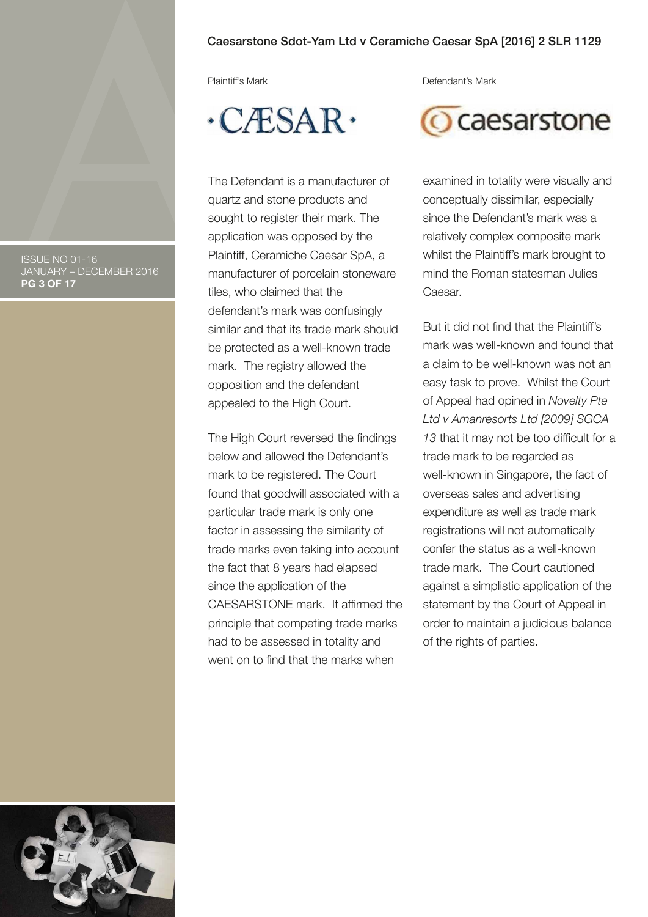### Caesarstone Sdot-Yam Ltd v Ceramiche Caesar SpA [2016] 2 SLR 1129

Plaintiff's Mark

·CÆSAR·

Defendant's Mark

caesarstone

The Defendant is a manufacturer of quartz and stone products and sought to register their mark. The application was opposed by the Plaintiff, Ceramiche Caesar SpA, a manufacturer of porcelain stoneware tiles, who claimed that the defendant's mark was confusingly similar and that its trade mark should be protected as a well-known trade mark. The registry allowed the opposition and the defendant appealed to the High Court.

The High Court reversed the findings below and allowed the Defendant's mark to be registered. The Court found that goodwill associated with a particular trade mark is only one factor in assessing the similarity of trade marks even taking into account the fact that 8 years had elapsed since the application of the CAESARSTONE mark. It affirmed the principle that competing trade marks had to be assessed in totality and went on to find that the marks when examined in totality were visually and conceptually dissimilar, especially since the Defendant's mark was a relatively complex composite mark whilst the Plaintiff's mark brought to mind the Roman statesman Julies Caesar.

But it did not find that the Plaintiff's mark was well-known and found that a claim to be well-known was not an easy task to prove. Whilst the Court of Appeal had opined in *Novelty Pte Ltd v Amanresorts Ltd [2009] SGCA 13* that it may not be too difficult for a trade mark to be regarded as well-known in Singapore, the fact of overseas sales and advertising expenditure as well as trade mark registrations will not automatically confer the status as a well-known trade mark. The Court cautioned against a simplistic application of the statement by the Court of Appeal in order to maintain a judicious balance of the rights of parties.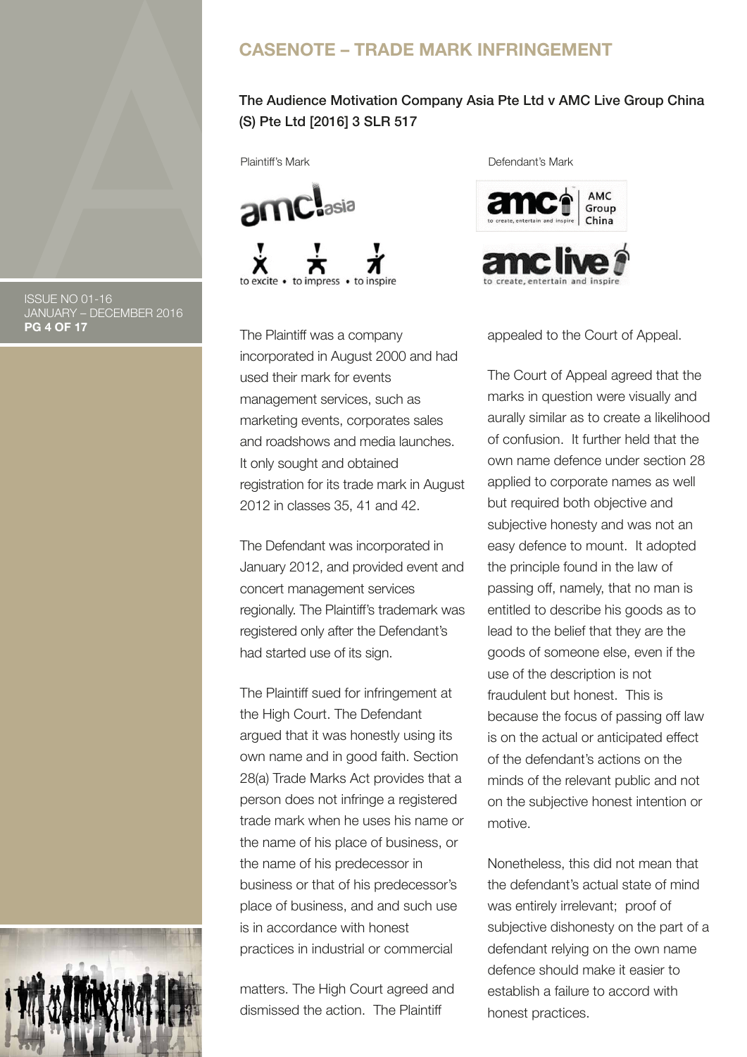# CASENOTE – TRADE MARK INFRINGEMENT

**The Audience Motivation Company Asia Pte Ltd v AMC Live Group China (S) Pte Ltd [2016] 3 SLR 517**

Plaintiff's Mark

Defendant's Mark

The Plaintiff was a company incorporated in August 2000 and had used their mark for events management services, such as marketing events, corporates sales and roadshows and media launches. It only sought and obtained registration for its trade mark in August 2012 in classes 35, 41 and 42.

The Defendant was incorporated in January 2012, and provided event and concert management services regionally. The Plaintiff's trademark was registered only after the Defendant's had started use of its sign.

The Plaintiff sued for infringement at the High Court. The Defendant argued that it was honestly using its own name and in good faith. Section 28(a) Trade Marks Act provides that a person does not infringe a registered trade mark when he uses his name or the name of his place of business, or the name of his predecessor in business or that of his predecessor's place of business, and such use is in accordance with honest practices in industrial or commercial matters. The High Court agreed and dismissed the action. The Plaintiff appealed to the Court of Appeal.

The Court of Appeal agreed that the marks in question were visually and aurally similar as to create a likelihood of confusion. It further held that the own name defence under section 28 applied to corporate names as well but required both objective and subjective honesty and was not an easy defence to mount. It adopted the principle found in the law of passing off, namely, that no man is entitled to describe his goods as to lead to the belief that they are the goods of someone else, even if the use of the description is not fraudulent but honest. This is because the focus of passing off law is on the actual or anticipated effect of the defendant's actions on the minds of the relevant public and not on the subjective honest intention or motive.

Nonetheless, this did not mean that the defendant's actual state of mind was entirely irrelevant; proof of subjective dishonesty on the part of a defendant relying on the own name defence should make it easier to establish a failure to accord with honest practices.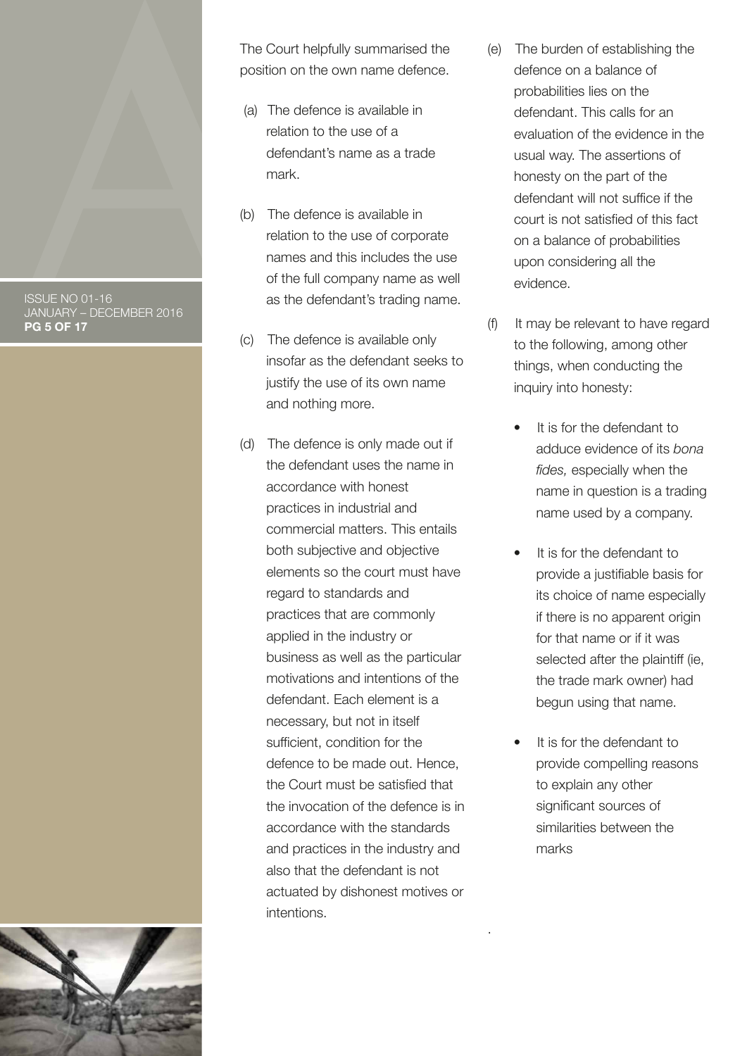The Court helpfully summarised the position on the own name defence.

(a) The defence is available in relation to the use of a defendant's name as a trade mark.

(b) The defence is available in relation to the use of corporate names and this includes the use of the full company name as well as the defendant's trading name.

(c) The defence is available only insofar as the defendant seeks to justify the use of its own name and nothing more.

(d) The defence is only made out if the defendant uses the name in accordance with honest practices in industrial and commercial matters. This entails both subjective and objective elements so the court must have regard to standards and practices that are commonly applied in the industry or business as well as the particular motivations and intentions of the defendant. Each element is a necessary, but not in itself sufficient, condition for the defence to be made out. Hence, the Court must be satisfied that the invocation of the defence is in accordance with the standards and practices in the industry and also that the defendant is not actuated by dishonest motives or intentions.

(e) The burden of establishing the defence on a balance of probabilities lies on the defendant. This calls for an evaluation of the evidence in the usual way. The assertions of honesty on the part of the defendant will not suffice if the court is not satisfied of this fact on a balance of probabilities upon considering all the evidence.

(f) It may be relevant to have regard to the following, among other things, when conducting the inquiry into honesty:

- It is for the defendant to adduce evidence of its *bona fides,* especially when the name in question is a trading name used by a company.
- It is for the defendant to provide a justifiable basis for its choice of name especially if there is no apparent origin for that name or if it was selected after the plaintiff (ie, the trade mark owner) had begun using that name.
- It is for the defendant to provide compelling reasons to explain any other significant sources of similarities between the marks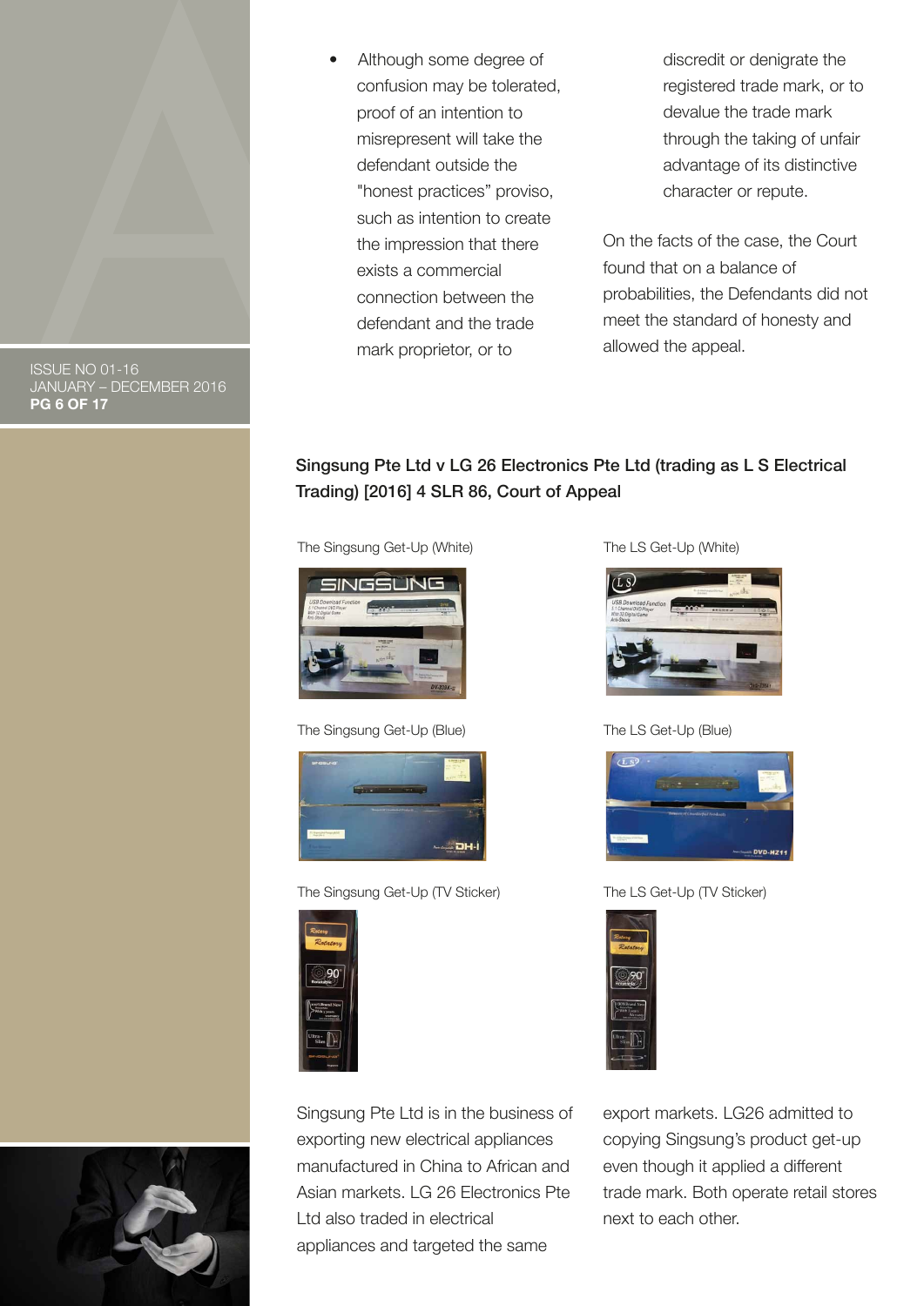- Although some degree of confusion may be tolerated, proof of an intention to misrepresent will take the defendant outside the "honest practices" proviso, such as intention to create the impression that there exists a commercial connection between the defendant and the trade mark proprietor, or to discredit or denigrate the registered trade mark, or to devalue the trade mark through the taking of unfair advantage of its distinctive character or repute.

On the facts of the case, the Court found that on a balance of probabilities, the Defendants did not meet the standard of honesty and allowed the appeal.

## Singsung Pte Ltd v LG 26 Electronics Pte Ltd (trading as L S Electrical Trading) [2016] 4 SLR 86, Court of Appeal

The Singsung Get-Up (White)

The LS Get-Up (White)

The Singsung Get-Up (Blue)

The LS Get-Up (Blue)

The Singsung Get-Up (TV Sticker)

The LS Get-Up (TV Sticker)

Singsung Pte Ltd is in the business of exporting new electrical appliances manufactured in China to African and Asian markets. LG 26 Electronics Pte Ltd also traded in electrical appliances and targeted the same export markets. LG26 admitted to copying Singsung's product get-up even though it applied a different trade mark. Both operate retail stores next to each other.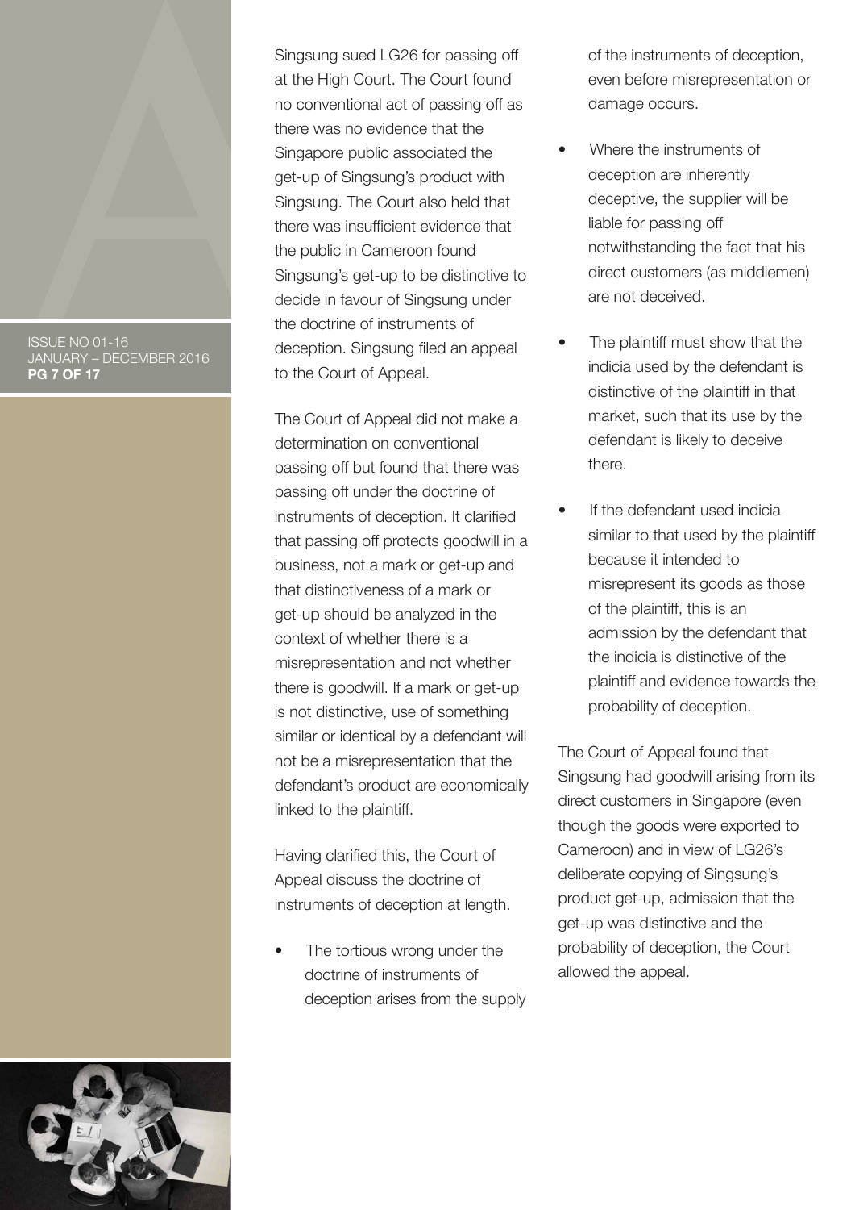Singsung sued LG26 for passing off at the High Court. The Court found no conventional act of passing off as there was no evidence that the Singapore public associated the get-up of Singsung's product with Singsung. The Court also held that there was insufficient evidence that the public in Cameroon found Singsung's get-up to be distinctive to decide in favour of Singsung under the doctrine of instruments of deception. Singsung filed an appeal to the Court of Appeal.

The Court of Appeal did not make a determination on conventional passing off but found that there was passing off under the doctrine of instruments of deception. It clarified that passing off protects goodwill in a business, not a mark or get-up and that distinctiveness of a mark or get-up should be analyzed in the context of whether there is a misrepresentation and not whether there is goodwill. If a mark or get-up is not distinctive, use of something similar or identical by a defendant will not be a misrepresentation that the defendant's product are economically linked to the plaintiff.

Having clarified this, the Court of Appeal discuss the doctrine of instruments of deception at length.

- The tortious wrong under the doctrine of instruments of deception arises from the supply of the instruments of deception, even before misrepresentation or damage occurs.
- Where the instruments of deception are inherently deceptive, the supplier will be liable for passing off notwithstanding the fact that his direct customers (as middlemen) are not deceived.
- The plaintiff must show that the indicia used by the defendant is distinctive of the plaintiff in that market, such that its use by the defendant is likely to deceive there.
- If the defendant used indicia similar to that used by the plaintiff because it intended to misrepresent its goods as those of the plaintiff, this is an admission by the defendant that the indicia is distinctive of the plaintiff and evidence towards the probability of deception.

The Court of Appeal found that Singsung had goodwill arising from its direct customers in Singapore (even though the goods were exported to Cameroon) and in view of LG26's deliberate copying of Singsung's product get-up, admission that the get-up was distinctive and the probability of deception, the Court allowed the appeal.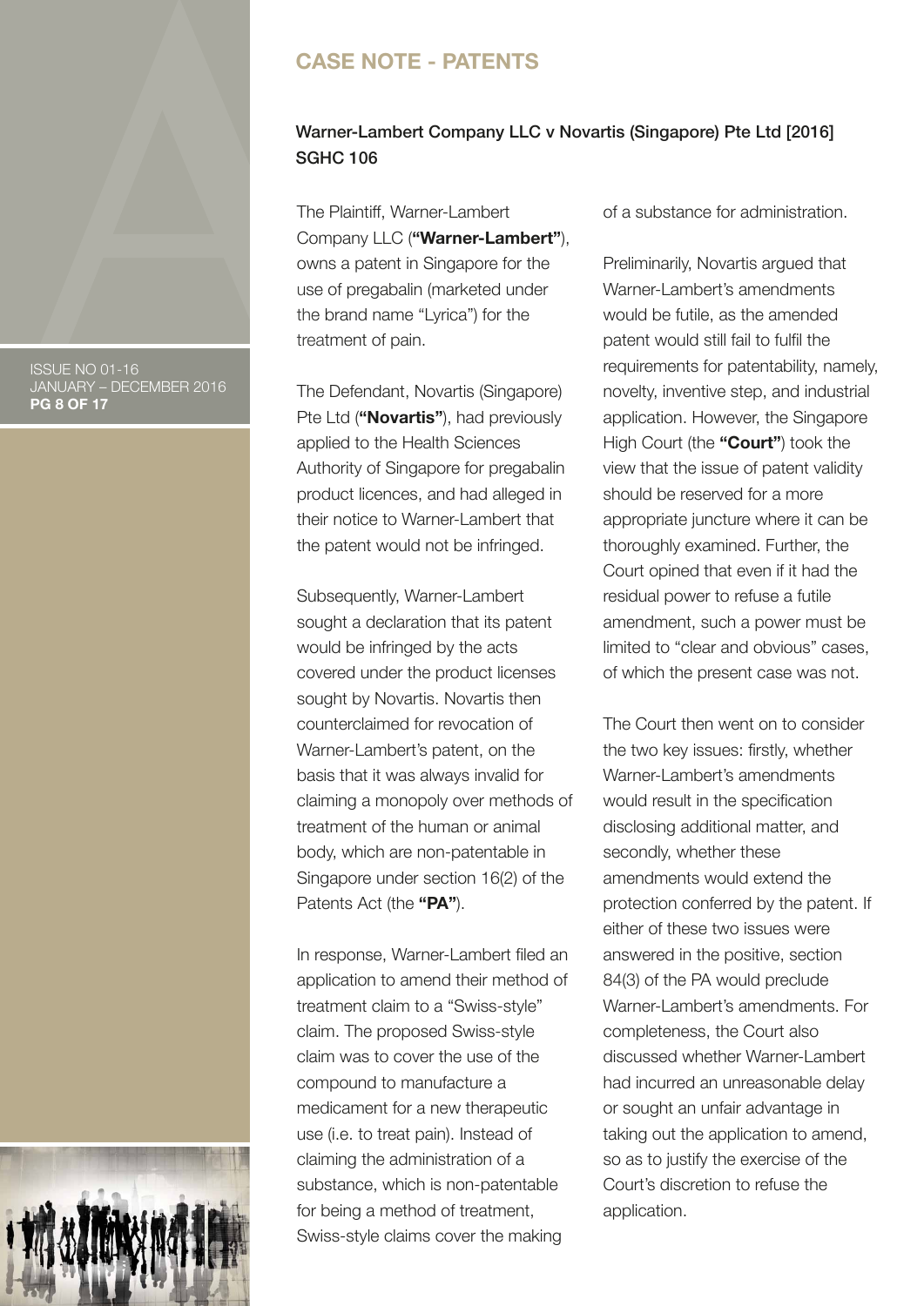## CASE NOTE - PATENTS

### Warner-Lambert Company LLC v Novartis (Singapore) Pte Ltd [2016] SGHC 106

The Plaintiff, Warner-Lambert Company LLC (**"Warner-Lambert"**), owns a patent in Singapore for the use of pregabalin (marketed under the brand name "Lyrica") for the treatment of pain.

The Defendant, Novartis (Singapore) Pte Ltd (**"Novartis"**), had previously applied to the Health Sciences Authority of Singapore for pregabalin product licences, and had alleged in their notice to Warner-Lambert that the patent would not be infringed.

Subsequently, Warner-Lambert sought a declaration that its patent would be infringed by the acts covered under the product licenses sought by Novartis. Novartis then counterclaimed for revocation of Warner-Lambert's patent, on the basis that it was always invalid for claiming a monopoly over methods of treatment of the human or animal body, which are non-patentable in Singapore under section 16(2) of the Patents Act (the **"PA"**).

In response, Warner-Lambert filed an application to amend their method of treatment claim to a "Swiss-style" claim. The proposed Swiss-style claim was to cover the use of the compound to manufacture a medicament for a new therapeutic use (i.e. to treat pain). Instead of claiming the administration of a substance, which is non-patentable for being a method of treatment, Swiss-style claims cover the making of a substance for administration.

Preliminarily, Novartis argued that Warner-Lambert's amendments would be futile, as the amended patent would still fail to fulfil the requirements for patentability, namely, novelty, inventive step, and industrial application. However, the Singapore High Court (the **"Court"**) took the view that the issue of patent validity should be reserved for a more appropriate juncture where it can be thoroughly examined. Further, the Court opined that even if it had the residual power to refuse a futile amendment, such a power must be limited to "clear and obvious" cases, of which the present case was not.

The Court then went on to consider the two key issues: firstly, whether Warner-Lambert's amendments would result in the specification disclosing additional matter, and secondly, whether these amendments would extend the protection conferred by the patent. If either of these two issues were answered in the positive, section 84(3) of the PA would preclude Warner-Lambert's amendments. For completeness, the Court also discussed whether Warner-Lambert had incurred an unreasonable delay or sought an unfair advantage in taking out the application to amend, so as to justify the exercise of the Court's discretion to refuse the application.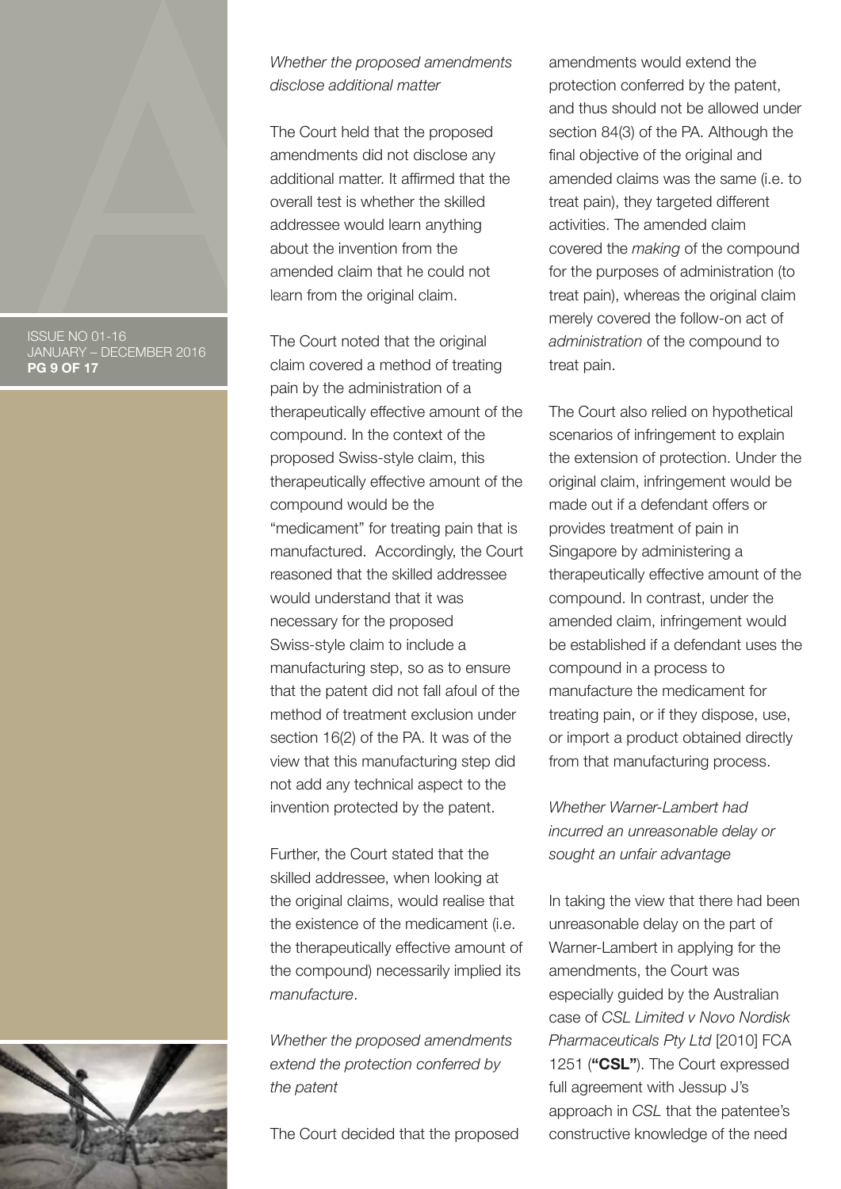*Whether the proposed amendments disclose additional matter*

The Court held that the proposed amendments did not disclose any additional matter. It affirmed that the overall test is whether the skilled addressee would learn anything about the invention from the amended claim that he could not learn from the original claim.

The Court noted that the original claim covered a method of treating pain by the administration of a therapeutically effective amount of the compound. In the context of the proposed Swiss-style claim, this therapeutically effective amount of the compound would be the "medicament" for treating pain that is manufactured. Accordingly, the Court reasoned that the skilled addressee would understand that it was necessary for the proposed Swiss-style claim to include a manufacturing step, so as to ensure that the patent did not fall afoul of the method of treatment exclusion under section 16(2) of the PA. It was of the view that this manufacturing step did not add any technical aspect to the invention protected by the patent.

Further, the Court stated that the skilled addressee, when looking at the original claims, would realise that the existence of the medicament (i.e. the therapeutically effective amount of the compound) necessarily implied its *manufacture*.

*Whether the proposed amendments extend the protection conferred by the patent*

The Court decided that the proposed amendments would extend the protection conferred by the patent, and thus should not be allowed under section 84(3) of the PA. Although the final objective of the original and amended claims was the same (i.e. to treat pain), they targeted different activities. The amended claim covered the *making* of the compound for the purposes of administration (to treat pain), whereas the original claim merely covered the follow-on act of *administration* of the compound to treat pain.

The Court also relied on hypothetical scenarios of infringement to explain the extension of protection. Under the original claim, infringement would be made out if a defendant offers or provides treatment of pain in Singapore by administering a therapeutically effective amount of the compound. In contrast, under the amended claim, infringement would be established if a defendant uses the compound in a process to manufacture the medicament for treating pain, or if they dispose, use, or import a product obtained directly from that manufacturing process.

*Whether Warner-Lambert had incurred an unreasonable delay or sought an unfair advantage*

In taking the view that there had been unreasonable delay on the part of Warner-Lambert in applying for the amendments, the Court was especially guided by the Australian case of *CSL Limited v Novo Nordisk Pharmaceuticals Pty Ltd* [2010] FCA 1251 (**"CSL"**). The Court expressed full agreement with Jessup J's approach in *CSL* that the patentee's constructive knowledge of the need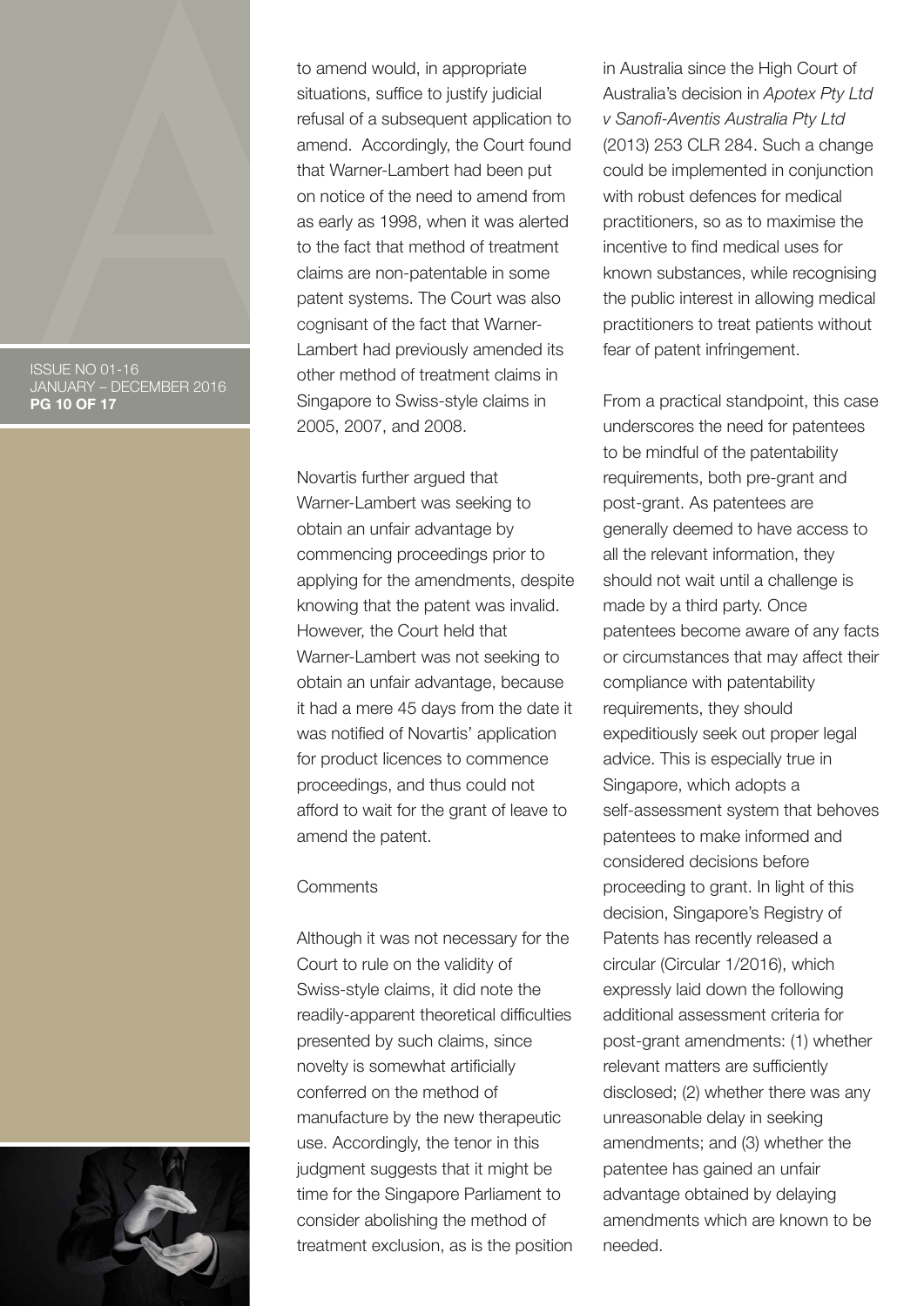to amend would, in appropriate situations, suffice to justify judicial refusal of a subsequent application to amend. Accordingly, the Court found that Warner-Lambert had been put on notice of the need to amend from as early as 1998, when it was alerted to the fact that method of treatment claims are non-patentable in some patent systems. The Court was also cognisant of the fact that Warner-Lambert had previously amended its other method of treatment claims in Singapore to Swiss-style claims in 2005, 2007, and 2008.

Novartis further argued that Warner-Lambert was seeking to obtain an unfair advantage by commencing proceedings prior to applying for the amendments, despite knowing that the patent was invalid. However, the Court held that Warner-Lambert was not seeking to obtain an unfair advantage, because it had a mere 45 days from the date it was notified of Novartis' application for product licences to commence proceedings, and thus could not afford to wait for the grant of leave to amend the patent.

Comments

Although it was not necessary for the Court to rule on the validity of Swiss-style claims, it did note the readily-apparent theoretical difficulties presented by such claims, since novelty is somewhat artificially conferred on the method of manufacture by the new therapeutic use. Accordingly, the tenor in this judgment suggests that it might be time for the Singapore Parliament to consider abolishing the method of treatment exclusion, as is the position in Australia since the High Court of Australia's decision in *Apotex Pty Ltd v Sanofi-Aventis Australia Pty Ltd* (2013) 253 CLR 284. Such a change could be implemented in conjunction with robust defences for medical practitioners, so as to maximise the incentive to find medical uses for known substances, while recognising the public interest in allowing medical practitioners to treat patients without fear of patent infringement.

From a practical standpoint, this case underscores the need for patentees to be mindful of the patentability requirements, both pre-grant and post-grant. As patentees are generally deemed to have access to all the relevant information, they should not wait until a challenge is made by a third party. Once patentees become aware of any facts or circumstances that may affect their compliance with patentability requirements, they should expeditiously seek out proper legal advice. This is especially true in Singapore, which adopts a self-assessment system that behoves patentees to make informed and considered decisions before proceeding to grant. In light of this decision, Singapore's Registry of Patents has recently released a circular (Circular 1/2016), which expressly laid down the following additional assessment criteria for post-grant amendments: (1) whether relevant matters are sufficiently disclosed; (2) whether there was any unreasonable delay in seeking amendments; and (3) whether the patentee has gained an unfair advantage obtained by delaying amendments which are known to be needed.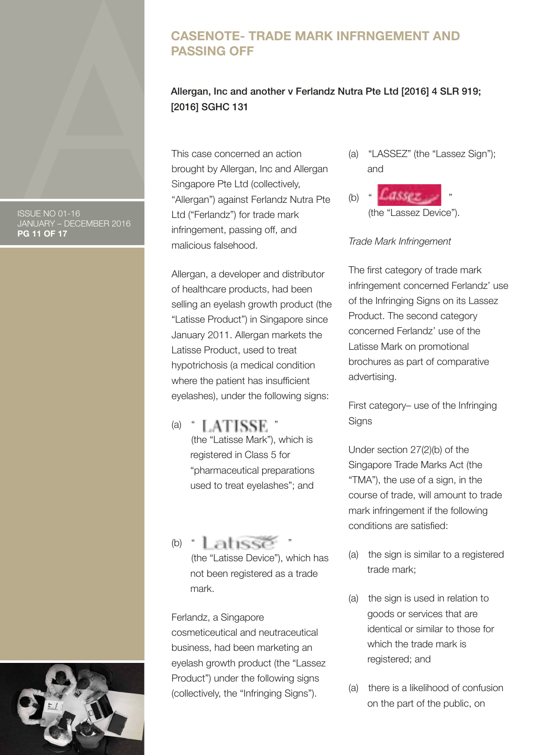## CASENOTE- TRADE MARK INFRNGEMENT AND PASSING OFF

**Allergan, Inc and another v Ferlandz Nutra Pte Ltd [2016] 4 SLR 919; [2016] SGHC 131**

This case concerned an action brought by Allergan, Inc and Allergan Singapore Pte Ltd (collectively, "Allergan") against Ferlandz Nutra Pte Ltd ("Ferlandz") for trade mark infringement, passing off, and malicious falsehood.

Allergan, a developer and distributor of healthcare products, had been selling an eyelash growth product (the "Latisse Product") in Singapore since January 2011. Allergan markets the Latisse Product, used to treat hypotrichosis (a medical condition where the patient has insufficient eyelashes), under the following signs:

(a) " LATISSE " (the "Latisse Mark"), which is registered in Class 5 for "pharmaceutical preparations used to treat eyelashes"; and

(b) " Latisse " (the "Latisse Device"), which has not been registered as a trade mark.

Ferlandz, a Singapore cosmeticeutical and neutraceutical business, had been marketing an eyelash growth product (the "Lassez Product") under the following signs (collectively, the "Infringing Signs").

(a) "LASSEZ" (the "Lassez Sign"); and

(b) " Lassez " (the "Lassez Device").

*Trade Mark Infringement*

The first category of trade mark infringement concerned Ferlandz' use of the Infringing Signs on its Lassez Product. The second category concerned Ferlandz' use of the Latisse Mark on promotional brochures as part of comparative advertising.

First category– use of the Infringing Signs

Under section 27(2)(b) of the Singapore Trade Marks Act (the "TMA"), the use of a sign, in the course of trade, will amount to trade mark infringement if the following conditions are satisfied:

(a) the sign is similar to a registered trade mark;

(a) the sign is used in relation to goods or services that are identical or similar to those for which the trade mark is registered; and

(a) there is a likelihood of confusion on the part of the public, on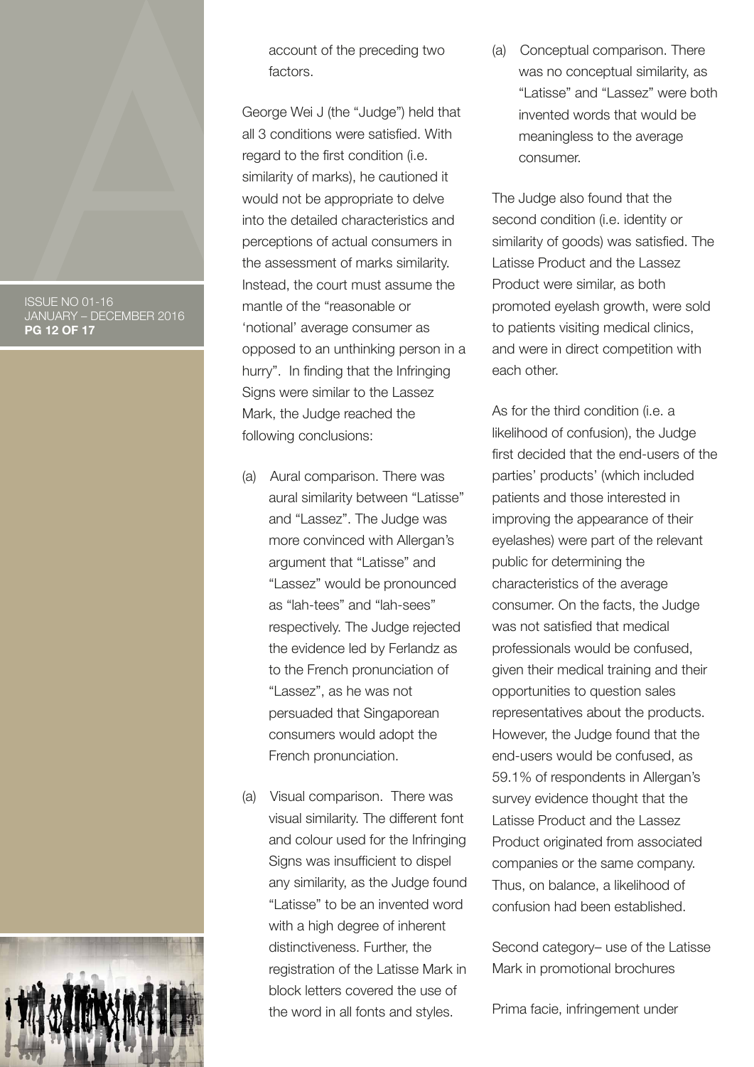account of the preceding two factors.

George Wei J (the "Judge") held that all 3 conditions were satisfied. With regard to the first condition (i.e. similarity of marks), he cautioned it would not be appropriate to delve into the detailed characteristics and perceptions of actual consumers in the assessment of marks similarity. Instead, the court must assume the mantle of the "reasonable or 'notional' average consumer as opposed to an unthinking person in a hurry". In finding that the Infringing Signs were similar to the Lassez Mark, the Judge reached the following conclusions:

(a) Aural comparison. There was aural similarity between "Latisse" and "Lassez". The Judge was more convinced with Allergan's argument that "Latisse" and "Lassez" would be pronounced as "lah-tees" and "lah-sees" respectively. The Judge rejected the evidence led by Ferlandz as to the French pronunciation of "Lassez", as he was not persuaded that Singaporean consumers would adopt the French pronunciation.

(a) Visual comparison. There was visual similarity. The different font and colour used for the Infringing Signs was insufficient to dispel any similarity, as the Judge found "Latisse" to be an invented word with a high degree of inherent distinctiveness. Further, the registration of the Latisse Mark in block letters covered the use of the word in all fonts and styles.

(a) Conceptual comparison. There was no conceptual similarity, as "Latisse" and "Lassez" were both invented words that would be meaningless to the average consumer.

The Judge also found that the second condition (i.e. identity or similarity of goods) was satisfied. The Latisse Product and the Lassez Product were similar, as both promoted eyelash growth, were sold to patients visiting medical clinics, and were in direct competition with each other.

As for the third condition (i.e. a likelihood of confusion), the Judge first decided that the end-users of the parties' products' (which included patients and those interested in improving the appearance of their eyelashes) were part of the relevant public for determining the characteristics of the average consumer. On the facts, the Judge was not satisfied that medical professionals would be confused, given their medical training and their opportunities to question sales representatives about the products. However, the Judge found that the end-users would be confused, as 59.1% of respondents in Allergan's survey evidence thought that the Latisse Product and the Lassez Product originated from associated companies or the same company. Thus, on balance, a likelihood of confusion had been established.

Second category– use of the Latisse Mark in promotional brochures

Prima facie, infringement under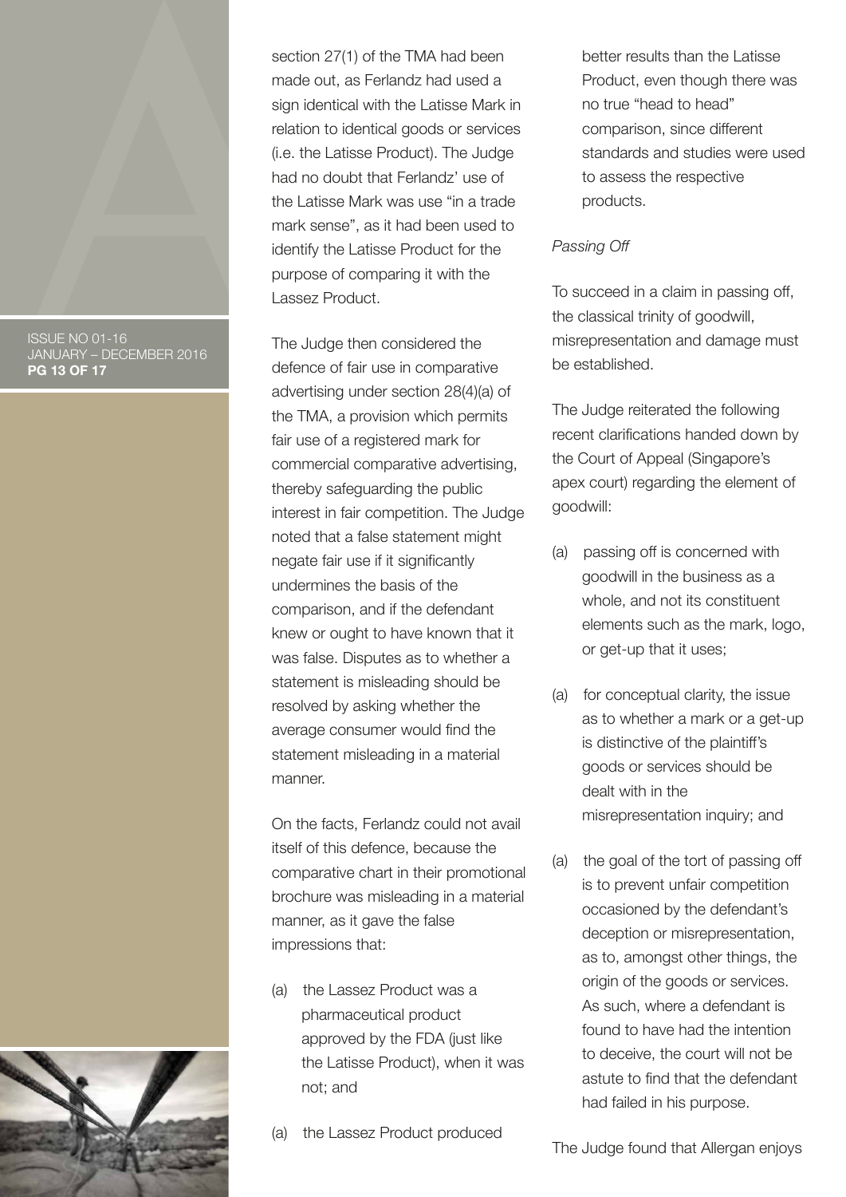section 27(1) of the TMA had been made out, as Ferlandz had used a sign identical with the Latisse Mark in relation to identical goods or services (i.e. the Latisse Product). The Judge had no doubt that Ferlandz' use of the Latisse Mark was use "in a trade mark sense", as it had been used to identify the Latisse Product for the purpose of comparing it with the Lassez Product.

The Judge then considered the defence of fair use in comparative advertising under section 28(4)(a) of the TMA, a provision which permits fair use of a registered mark for commercial comparative advertising, thereby safeguarding the public interest in fair competition. The Judge noted that a false statement might negate fair use if it significantly undermines the basis of the comparison, and if the defendant knew or ought to have known that it was false. Disputes as to whether a statement is misleading should be resolved by asking whether the average consumer would find the statement misleading in a material manner.

On the facts, Ferlandz could not avail itself of this defence, because the comparative chart in their promotional brochure was misleading in a material manner, as it gave the false impressions that:

(a) the Lassez Product was a pharmaceutical product approved by the FDA (just like the Latisse Product), when it was not; and

(a) the Lassez Product produced better results than the Latisse Product, even though there was no true "head to head" comparison, since different standards and studies were used to assess the respective products.

*Passing Off*

To succeed in a claim in passing off, the classical trinity of goodwill, misrepresentation and damage must be established.

The Judge reiterated the following recent clarifications handed down by the Court of Appeal (Singapore's apex court) regarding the element of goodwill:

(a) passing off is concerned with goodwill in the business as a whole, and not its constituent elements such as the mark, logo, or get-up that it uses;

(a) for conceptual clarity, the issue as to whether a mark or a get-up is distinctive of the plaintiff's goods or services should be dealt with in the misrepresentation inquiry; and

(a) the goal of the tort of passing off is to prevent unfair competition occasioned by the defendant's deception or misrepresentation, as to, amongst other things, the origin of the goods or services. As such, where a defendant is found to have had the intention to deceive, the court will not be astute to find that the defendant had failed in his purpose.

The Judge found that Allergan enjoys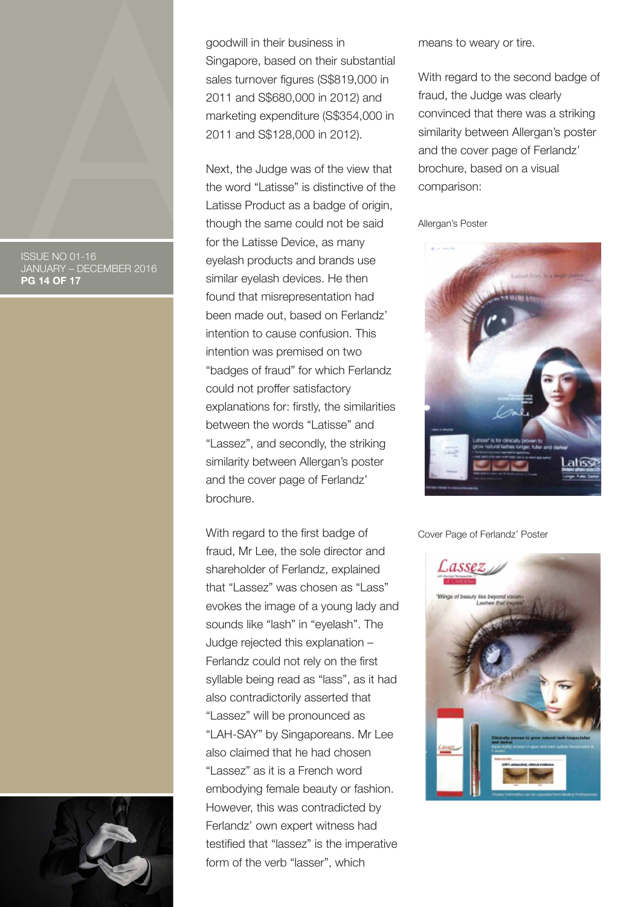goodwill in their business in Singapore, based on their substantial sales turnover figures (S$819,000 in 2011 and S$680,000 in 2012) and marketing expenditure (S$354,000 in 2011 and S$128,000 in 2012).

Next, the Judge was of the view that the word "Latisse" is distinctive of the Latisse Product as a badge of origin, though the same could not be said for the Latisse Device, as many eyelash products and brands use similar eyelash devices. He then found that misrepresentation had been made out, based on Ferlandz' intention to cause confusion. This intention was premised on two "badges of fraud" for which Ferlandz could not proffer satisfactory explanations for: firstly, the similarities between the words "Latisse" and "Lassez", and secondly, the striking similarity between Allergan's poster and the cover page of Ferlandz' brochure.

With regard to the first badge of fraud, Mr Lee, the sole director and shareholder of Ferlandz, explained that "Lassez" was chosen as "Lass" evokes the image of a young lady and sounds like "lash" in "eyelash". The Judge rejected this explanation – Ferlandz could not rely on the first syllable being read as "lass", as it had also contradictorily asserted that "Lassez" will be pronounced as "LAH-SAY" by Singaporeans. Mr Lee also claimed that he had chosen "Lassez" as it is a French word embodying female beauty or fashion. However, this was contradicted by Ferlandz' own expert witness had testified that "lassez" is the imperative form of the verb "lasser", which means to weary or tire.

With regard to the second badge of fraud, the Judge was clearly convinced that there was a striking similarity between Allergan's poster and the cover page of Ferlandz' brochure, based on a visual comparison:

Allergan's Poster

Cover Page of Ferlandz' Poster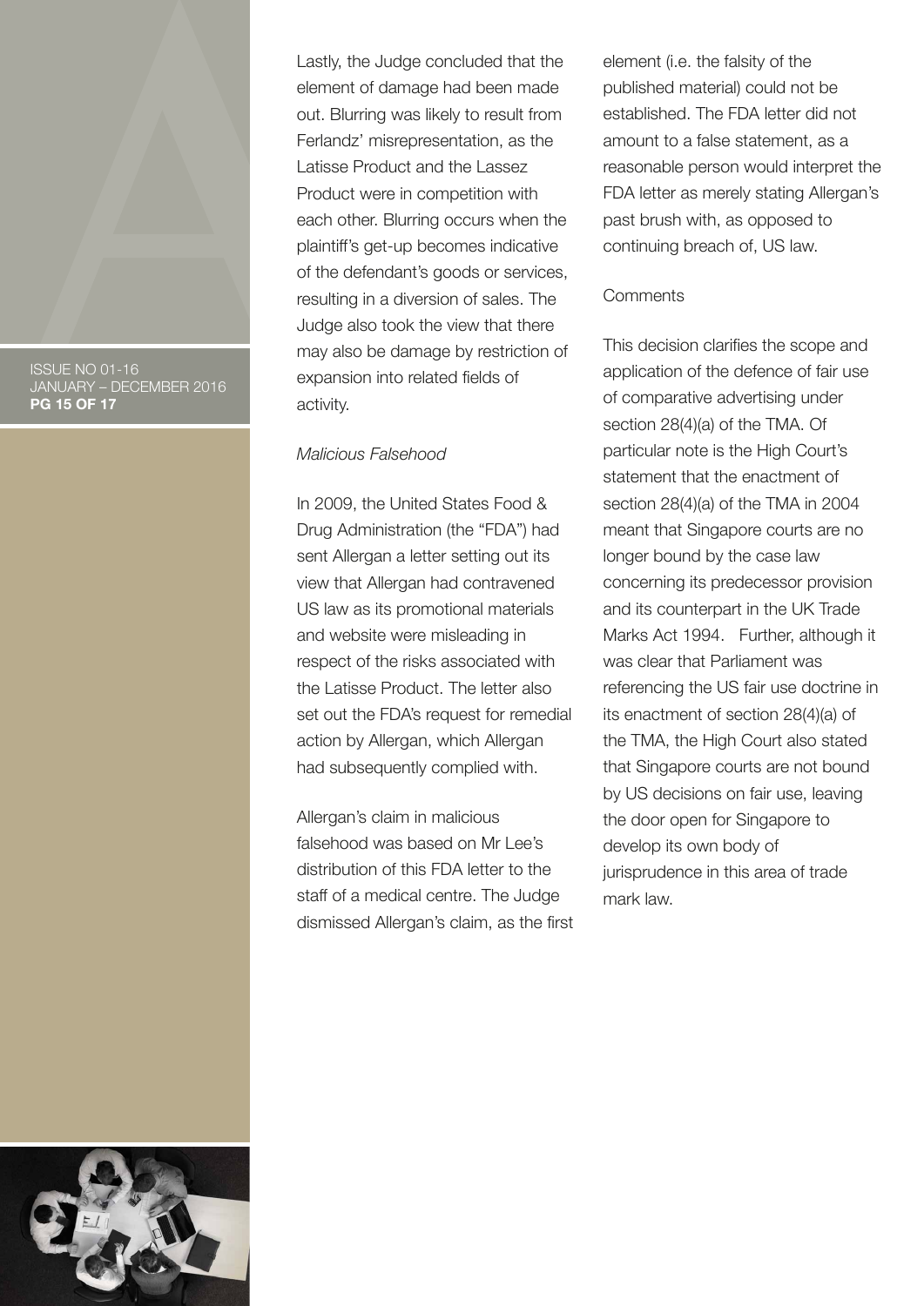Lastly, the Judge concluded that the element of damage had been made out. Blurring was likely to result from Ferlandz' misrepresentation, as the Latisse Product and the Lassez Product were in competition with each other. Blurring occurs when the plaintiff's get-up becomes indicative of the defendant's goods or services, resulting in a diversion of sales. The Judge also took the view that there may also be damage by restriction of expansion into related fields of activity.

*Malicious Falsehood*

In 2009, the United States Food & Drug Administration (the "FDA") had sent Allergan a letter setting out its view that Allergan had contravened US law as its promotional materials and website were misleading in respect of the risks associated with the Latisse Product. The letter also set out the FDA's request for remedial action by Allergan, which Allergan had subsequently complied with.

Allergan's claim in malicious falsehood was based on Mr Lee's distribution of this FDA letter to the staff of a medical centre. The Judge dismissed Allergan's claim, as the first element (i.e. the falsity of the published material) could not be established. The FDA letter did not amount to a false statement, as a reasonable person would interpret the FDA letter as merely stating Allergan's past brush with, as opposed to continuing breach of, US law.

Comments

This decision clarifies the scope and application of the defence of fair use of comparative advertising under section 28(4)(a) of the TMA. Of particular note is the High Court's statement that the enactment of section 28(4)(a) of the TMA in 2004 meant that Singapore courts are no longer bound by the case law concerning its predecessor provision and its counterpart in the UK Trade Marks Act 1994. Further, although it was clear that Parliament was referencing the US fair use doctrine in its enactment of section 28(4)(a) of the TMA, the High Court also stated that Singapore courts are not bound by US decisions on fair use, leaving the door open for Singapore to develop its own body of jurisprudence in this area of trade mark law.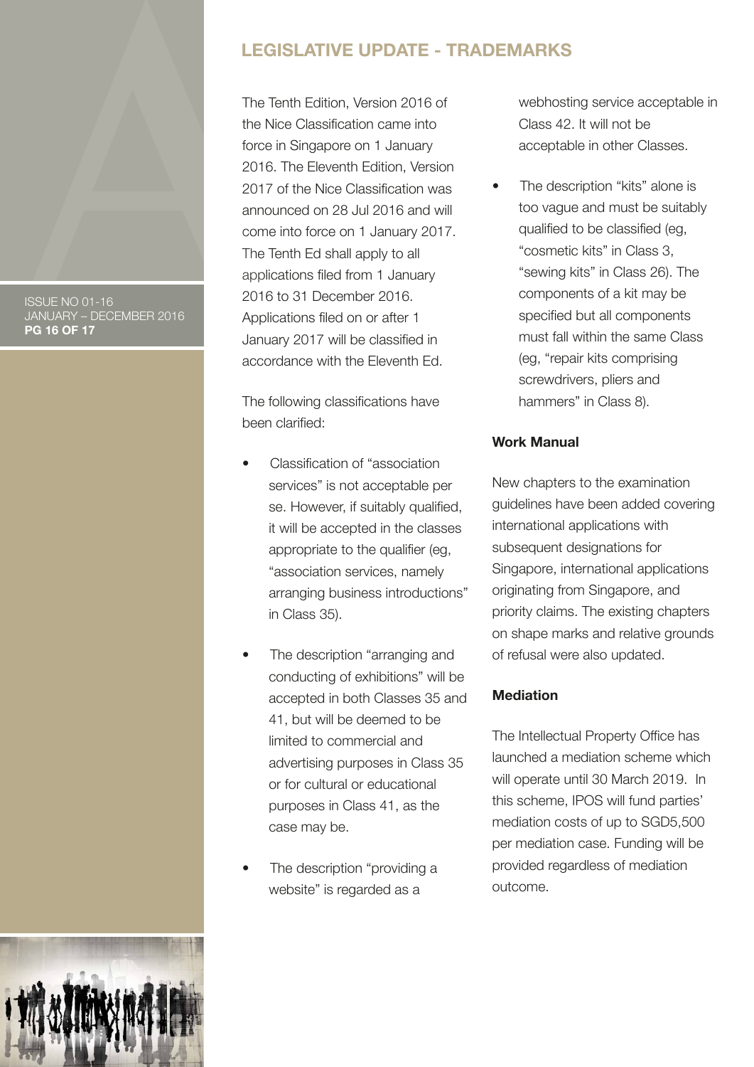## LEGISLATIVE UPDATE - TRADEMARKS

The Tenth Edition, Version 2016 of the Nice Classification came into force in Singapore on 1 January 2016. The Eleventh Edition, Version 2017 of the Nice Classification was announced on 28 Jul 2016 and will come into force on 1 January 2017. The Tenth Ed shall apply to all applications filed from 1 January 2016 to 31 December 2016. Applications filed on or after 1 January 2017 will be classified in accordance with the Eleventh Ed.

The following classifications have been clarified:

- Classification of "association services" is not acceptable per se. However, if suitably qualified, it will be accepted in the classes appropriate to the qualifier (eg, "association services, namely arranging business introductions" in Class 35).
- The description "arranging and conducting of exhibitions" will be accepted in both Classes 35 and 41, but will be deemed to be limited to commercial and advertising purposes in Class 35 or for cultural or educational purposes in Class 41, as the case may be.
- The description "providing a website" is regarded as a webhosting service acceptable in Class 42. It will not be acceptable in other Classes.
- The description "kits" alone is too vague and must be suitably qualified to be classified (eg, "cosmetic kits" in Class 3, "sewing kits" in Class 26). The components of a kit may be specified but all components must fall within the same Class (eg, "repair kits comprising screwdrivers, pliers and hammers" in Class 8).

### Work Manual

New chapters to the examination guidelines have been added covering international applications with subsequent designations for Singapore, international applications originating from Singapore, and priority claims. The existing chapters on shape marks and relative grounds of refusal were also updated.

### Mediation

The Intellectual Property Office has launched a mediation scheme which will operate until 30 March 2019. In this scheme, IPOS will fund parties' mediation costs of up to SGD5,500 per mediation case. Funding will be provided regardless of mediation outcome.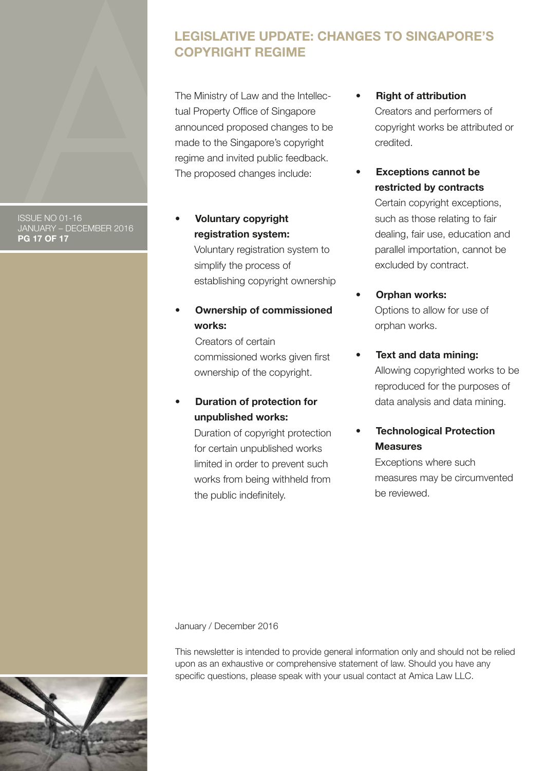## LEGISLATIVE UPDATE: CHANGES TO SINGAPORE'S COPYRIGHT REGIME

The Ministry of Law and the Intellectual Property Office of Singapore announced proposed changes to be made to the Singapore's copyright regime and invited public feedback. The proposed changes include:

- **Voluntary copyright registration system:**
  Voluntary registration system to simplify the process of establishing copyright ownership

- **Ownership of commissioned works:**
  Creators of certain commissioned works given first ownership of the copyright.

- **Duration of protection for unpublished works:**
  Duration of copyright protection for certain unpublished works limited in order to prevent such works from being withheld from the public indefinitely.

- **Right of attribution**
  Creators and performers of copyright works be attributed or credited.

- **Exceptions cannot be restricted by contracts**
  Certain copyright exceptions, such as those relating to fair dealing, fair use, education and parallel importation, cannot be excluded by contract.

- **Orphan works:**
  Options to allow for use of orphan works.

- **Text and data mining:**
  Allowing copyrighted works to be reproduced for the purposes of data analysis and data mining.

- **Technological Protection Measures**
  Exceptions where such measures may be circumvented be reviewed.

January / December 2016

This newsletter is intended to provide general information only and should not be relied upon as an exhaustive or comprehensive statement of law. Should you have any specific questions, please speak with your usual contact at Amica Law LLC.